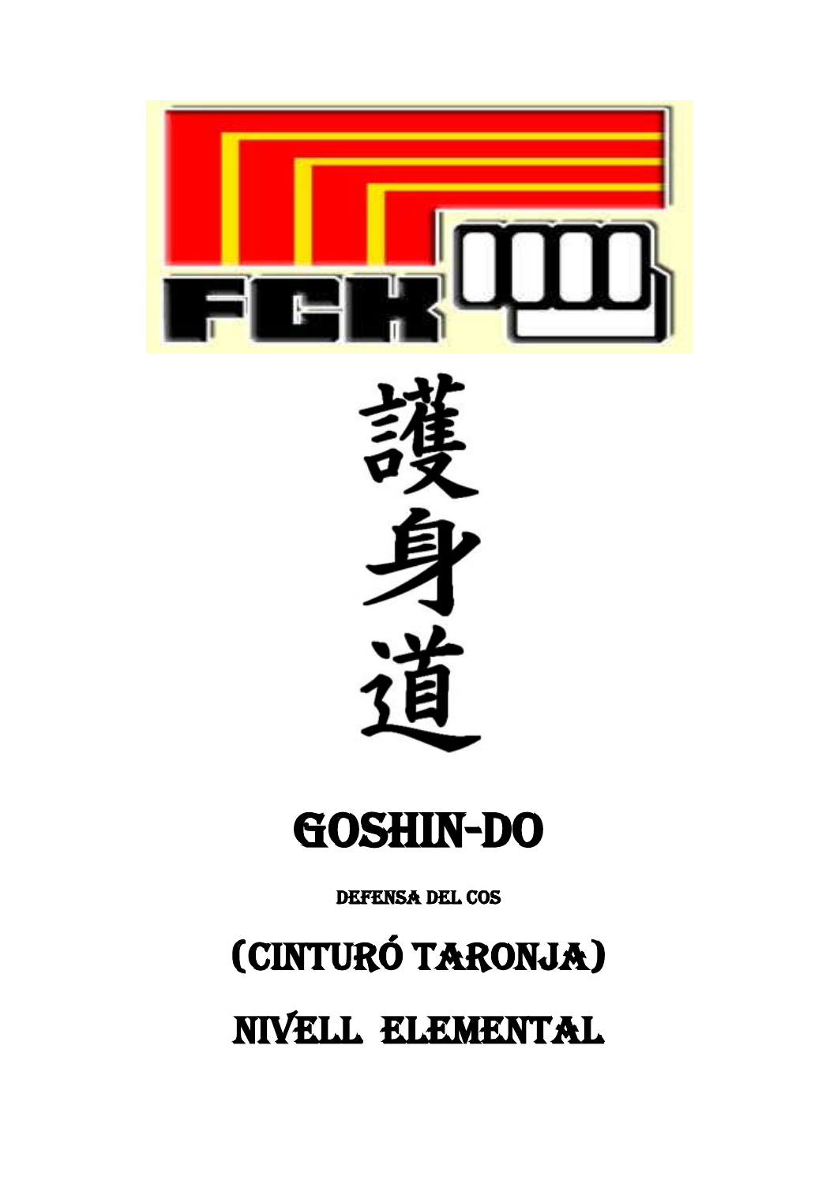FCK

護身道

# GOSHIN-DO

DEFENSA DEL COS

## (CINTURÓ TARONJA)

## NIVELL ELEMENTAL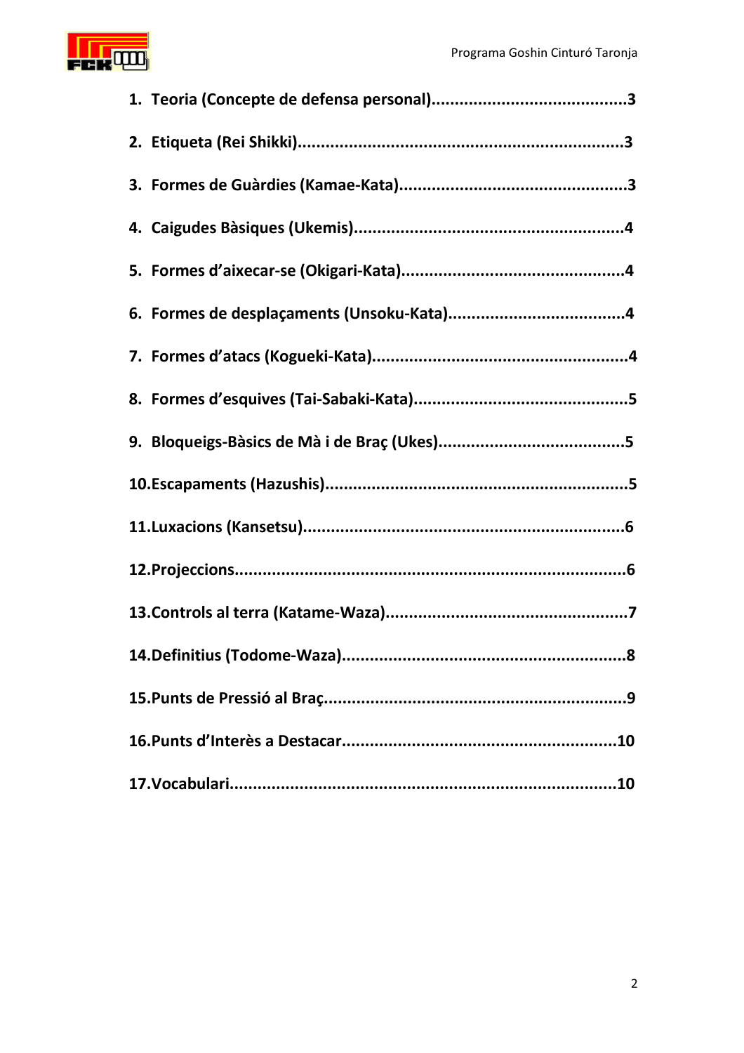1. **Teoria (Concepte de defensa personal)..........................................3**
2. **Etiqueta (Rei Shikki)....................................................................3**
3. **Formes de Guàrdies (Kamae-Kata)................................................3**
4. **Caigudes Bàsiques (Ukemis)........................................................4**
5. **Formes d'aixecar-se (Okigari-Kata)...............................................4**
6. **Formes de desplaçaments (Unsoku-Kata).....................................4**
7. **Formes d'atacs (Kogueki-Kata).....................................................4**
8. **Formes d'esquives (Tai-Sabaki-Kata).............................................5**
9. **Bloqueigs-Bàsics de Mà i de Braç (Ukes).......................................5**
10. **Escapaments (Hazushis)...............................................................5**
11. **Luxacions (Kansetsu)...................................................................6**
12. **Projeccions.................................................................................6**
13. **Controls al terra (Katame-Waza)...................................................7**
14. **Definitius (Todome-Waza)............................................................8**
15. **Punts de Pressió al Braç...............................................................9**
16. **Punts d'Interès a Destacar..........................................................10**
17. **Vocabulari.................................................................................10**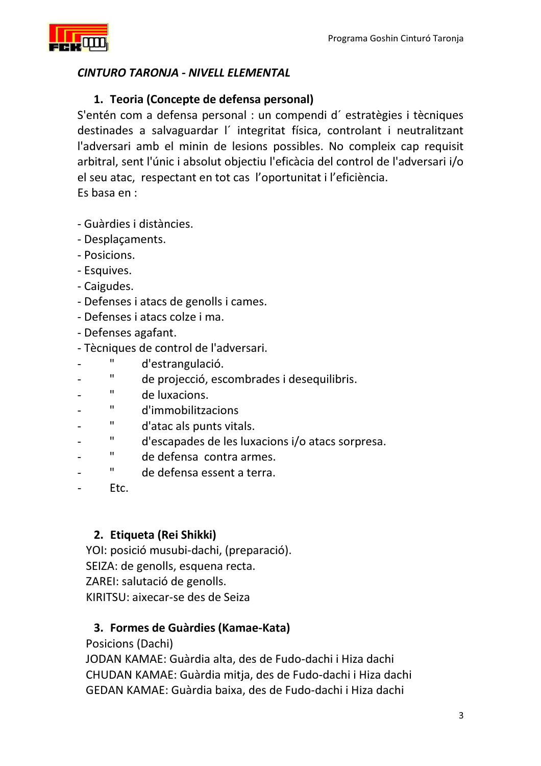***CINTURO TARONJA - NIVELL ELEMENTAL***

## 1. Teoria (Concepte de defensa personal)

S'entén com a defensa personal : un compendi d´ estratègies i tècniques destinades a salvaguardar l´ integritat física, controlant i neutralitzant l'adversari amb el minin de lesions possibles. No compleix cap requisit arbitral, sent l'únic i absolut objectiu l'eficàcia del control de l'adversari i/o el seu atac, respectant en tot cas l'oportunitat i l'eficiència.
Es basa en :

- Guàrdies i distàncies.
- Desplaçaments.
- Posicions.
- Esquives.
- Caigudes.
- Defenses i atacs de genolls i cames.
- Defenses i atacs colze i ma.
- Defenses agafant.
- Tècniques de control de l'adversari.
- " d'estrangulació.
- " de projecció, escombrades i desequilibris.
- " de luxacions.
- " d'immobilitzacions
- " d'atac als punts vitals.
- " d'escapades de les luxacions i/o atacs sorpresa.
- " de defensa contra armes.
- " de defensa essent a terra.
- Etc.

## 2. Etiqueta (Rei Shikki)

YOI: posició musubi-dachi, (preparació).
SEIZA: de genolls, esquena recta.
ZAREI: salutació de genolls.
KIRITSU: aixecar-se des de Seiza

## 3. Formes de Guàrdies (Kamae-Kata)

Posicions (Dachi)
JODAN KAMAE: Guàrdia alta, des de Fudo-dachi i Hiza dachi
CHUDAN KAMAE: Guàrdia mitja, des de Fudo-dachi i Hiza dachi
GEDAN KAMAE: Guàrdia baixa, des de Fudo-dachi i Hiza dachi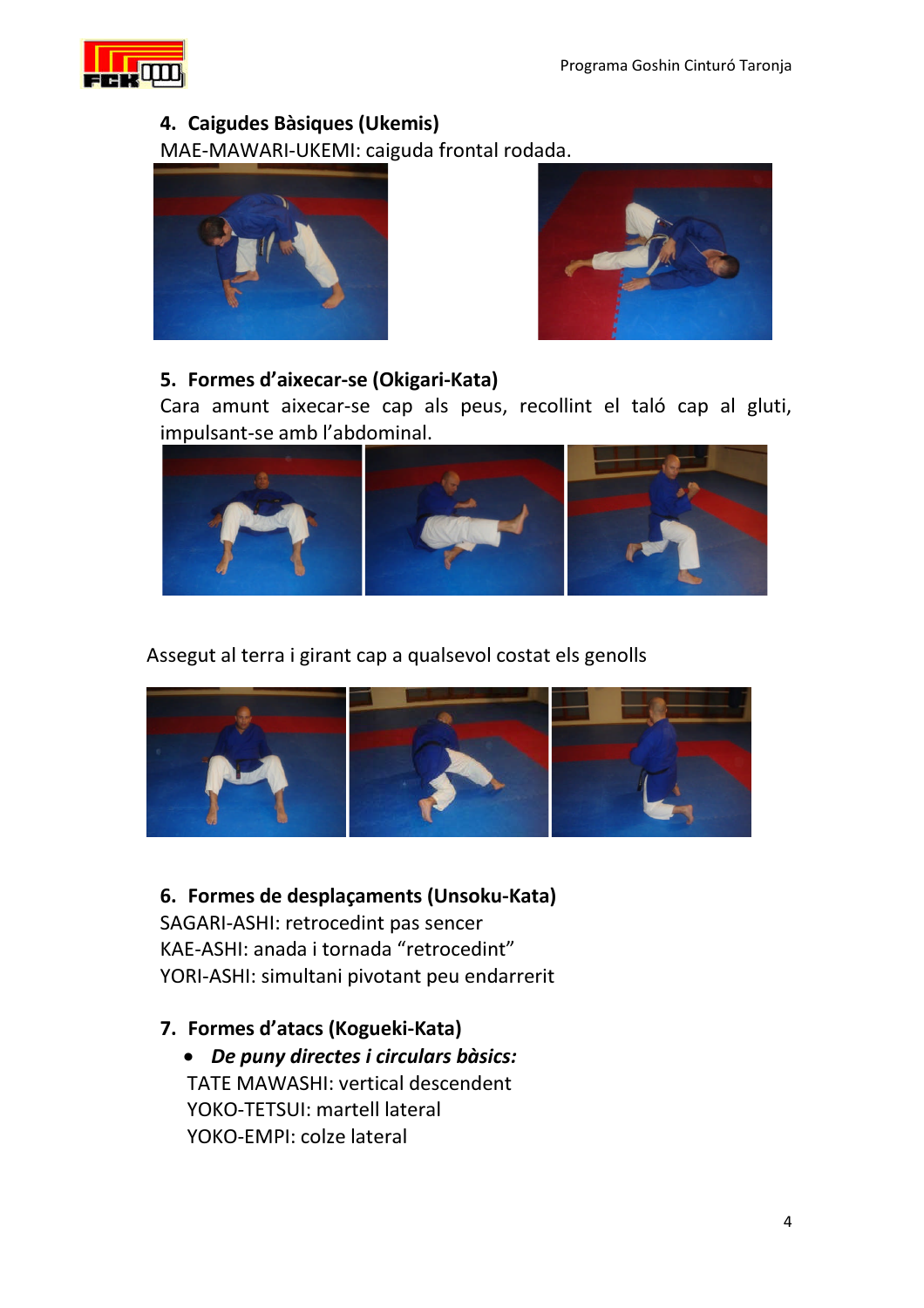4. **Caigudes Bàsiques (Ukemis)**

MAE-MAWARI-UKEMI: caiguda frontal rodada.

5. **Formes d'aixecar-se (Okigari-Kata)**

Cara amunt aixecar-se cap als peus, recollint el taló cap al gluti, impulsant-se amb l'abdominal.

Assegut al terra i girant cap a qualsevol costat els genolls

6. **Formes de desplaçaments (Unsoku-Kata)**

SAGARI-ASHI: retrocedint pas sencer
KAE-ASHI: anada i tornada "retrocedint"
YORI-ASHI: simultani pivotant peu endarrerit

7. **Formes d'atacs (Kogueki-Kata)**

- ***De puny directes i circulars bàsics:***

  TATE MAWASHI: vertical descendent
  YOKO-TETSUI: martell lateral
  YOKO-EMPI: colze lateral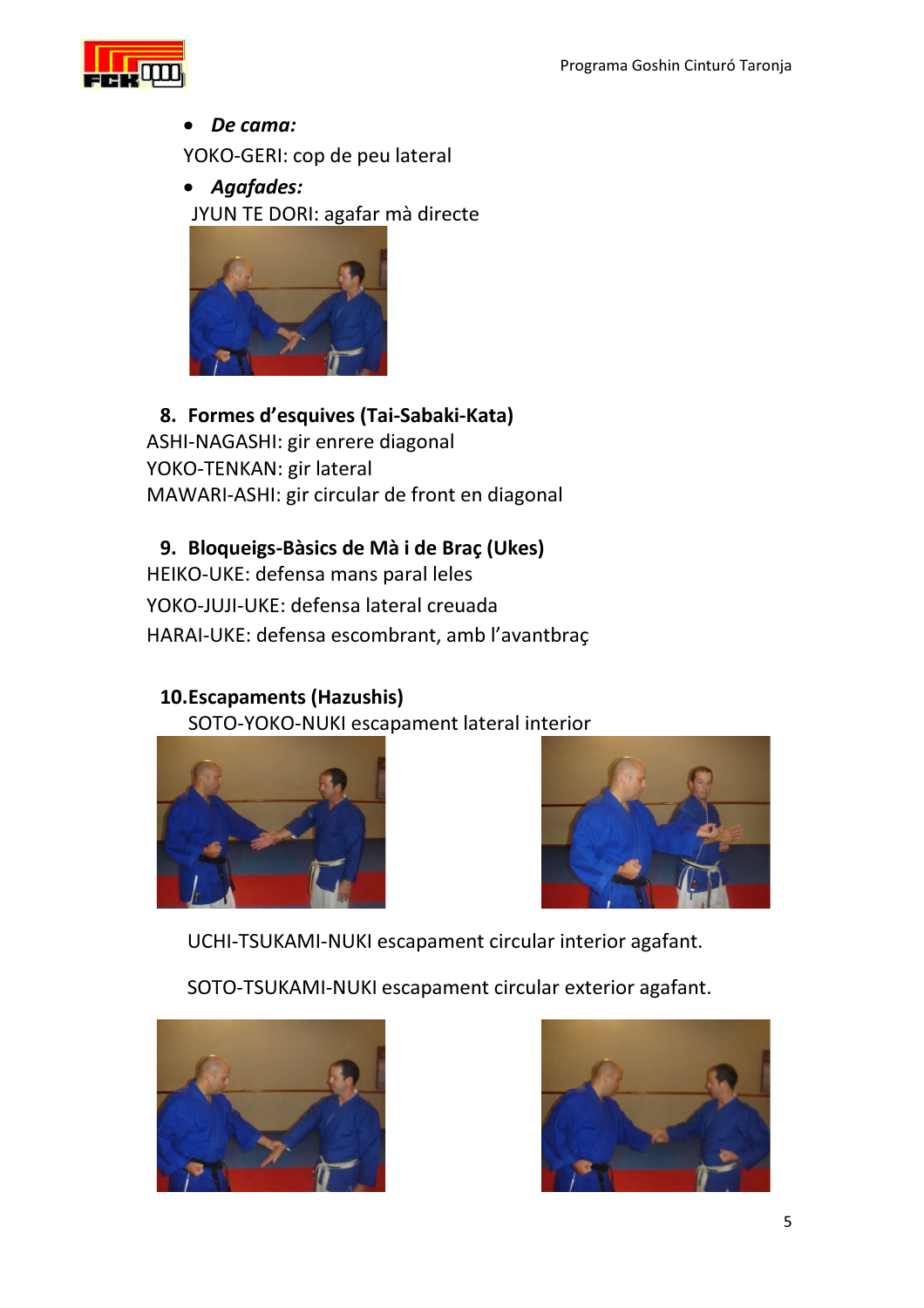- ***De cama:***

YOKO-GERI: cop de peu lateral

- ***Agafades:***

JYUN TE DORI: agafar mà directe

## 8. Formes d'esquives (Tai-Sabaki-Kata)

ASHI-NAGASHI: gir enrere diagonal
YOKO-TENKAN: gir lateral
MAWARI-ASHI: gir circular de front en diagonal

## 9. Bloqueigs-Bàsics de Mà i de Braç (Ukes)

HEIKO-UKE: defensa mans paral leles

YOKO-JUJI-UKE: defensa lateral creuada

HARAI-UKE: defensa escombrant, amb l'avantbraç

## 10. Escapaments (Hazushis)

SOTO-YOKO-NUKI escapament lateral interior

UCHI-TSUKAMI-NUKI escapament circular interior agafant.

SOTO-TSUKAMI-NUKI escapament circular exterior agafant.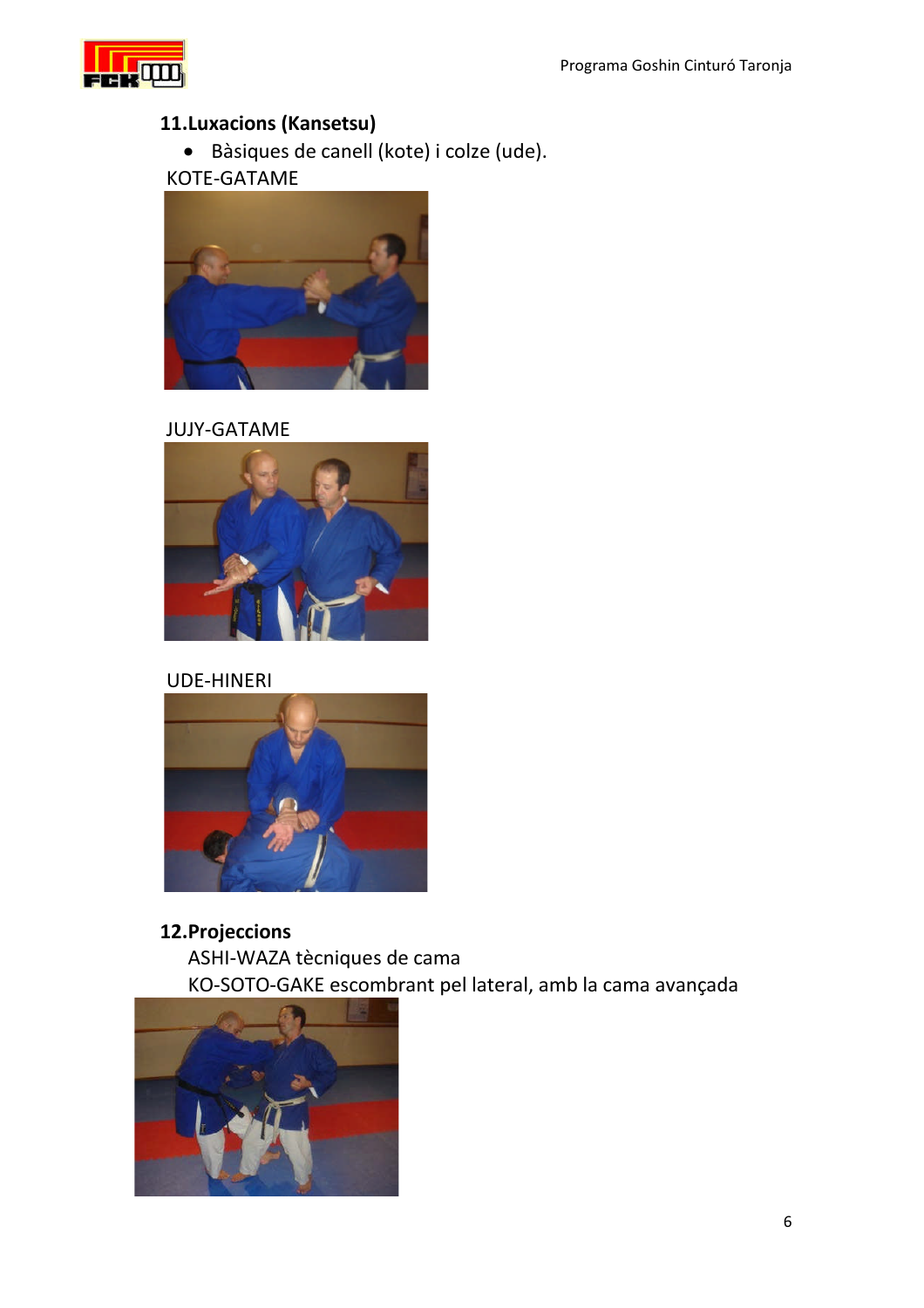## 11.Luxacions (Kansetsu)

- Bàsiques de canell (kote) i colze (ude).

KOTE-GATAME

JUJY-GATAME

UDE-HINERI

## 12.Projeccions

ASHI-WAZA tècniques de cama

KO-SOTO-GAKE escombrant pel lateral, amb la cama avançada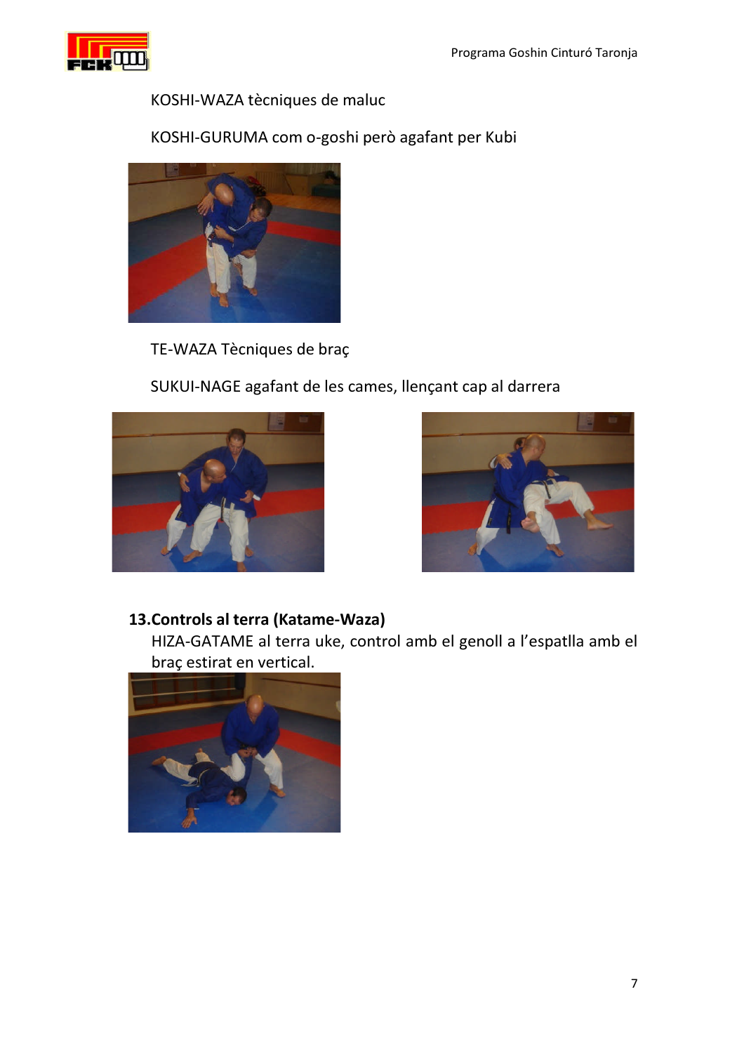KOSHI-WAZA tècniques de maluc

KOSHI-GURUMA com o-goshi però agafant per Kubi

TE-WAZA Tècniques de braç

SUKUI-NAGE agafant de les cames, llençant cap al darrera

**13.Controls al terra (Katame-Waza)**

HIZA-GATAME al terra uke, control amb el genoll a l'espatlla amb el braç estirat en vertical.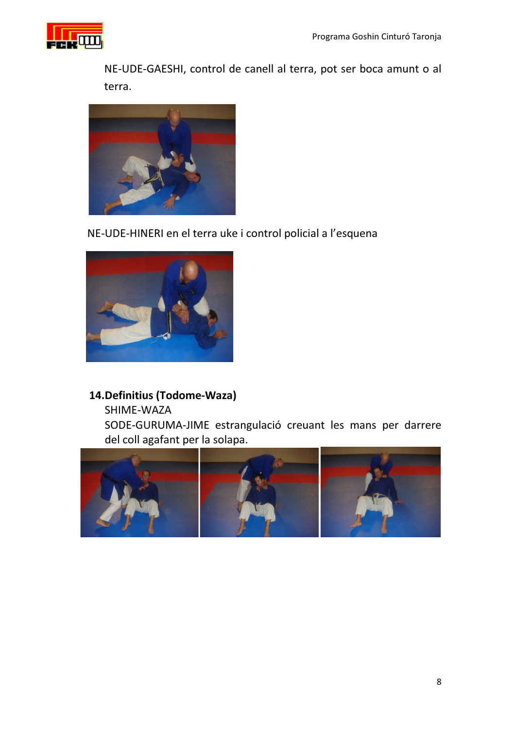NE-UDE-GAESHI, control de canell al terra, pot ser boca amunt o al terra.

NE-UDE-HINERI en el terra uke i control policial a l'esquena

**14.Definitius (Todome-Waza)**

SHIME-WAZA

SODE-GURUMA-JIME estrangulació creuant les mans per darrere del coll agafant per la solapa.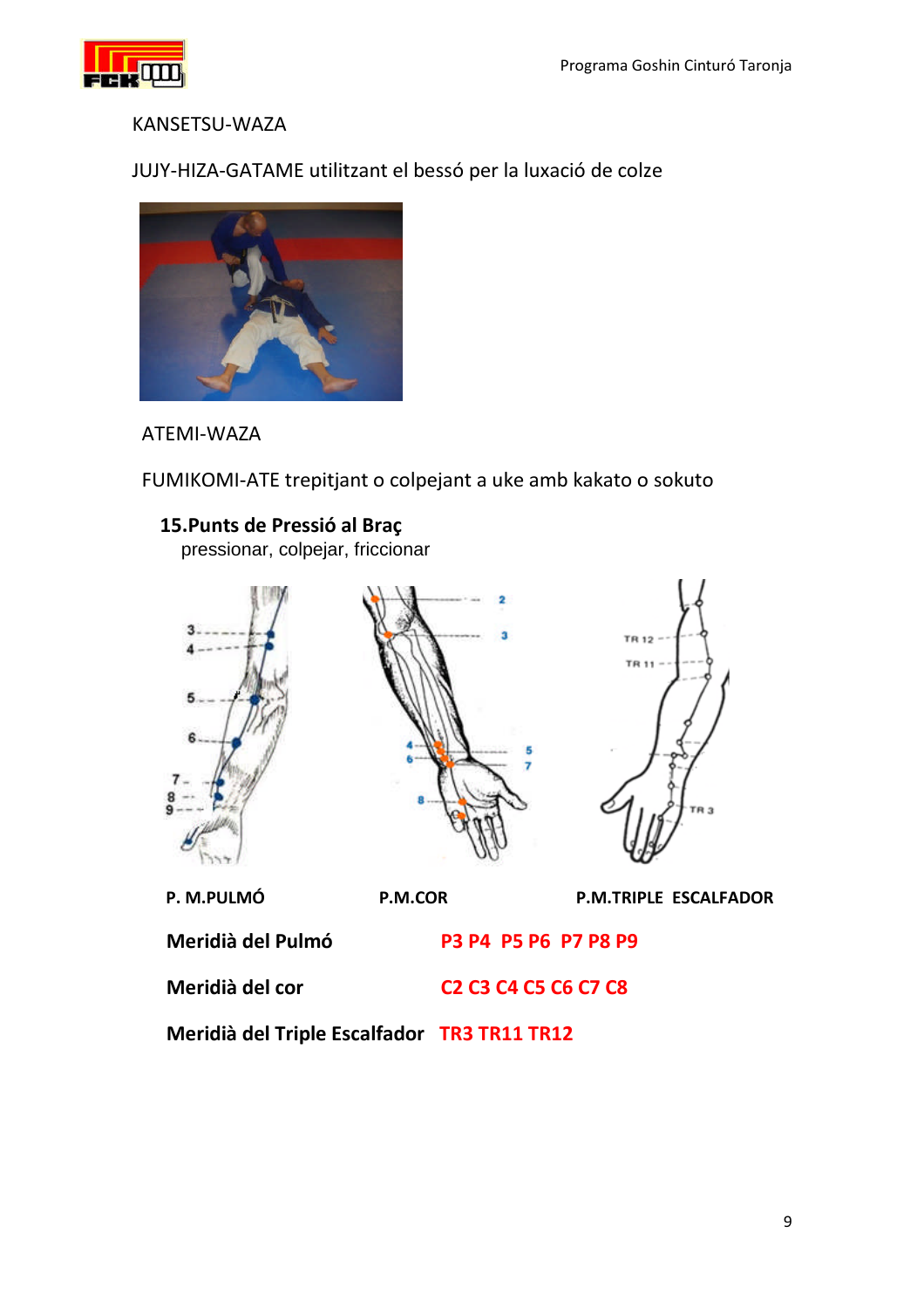KANSETSU-WAZA

JUJY-HIZA-GATAME utilitzant el bessó per la luxació de colze

ATEMI-WAZA

FUMIKOMI-ATE trepitjant o colpejant a uke amb kakato o sokuto

**15.Punts de Pressió al Braç**

pressionar, colpejar, friccionar

**P. M.PULMÓ** **P.M.COR** **P.M.TRIPLE ESCALFADOR**

**Meridià del Pulmó** **P3 P4 P5 P6 P7 P8 P9**

**Meridià del cor** **C2 C3 C4 C5 C6 C7 C8**

**Meridià del Triple Escalfador** **TR3 TR11 TR12**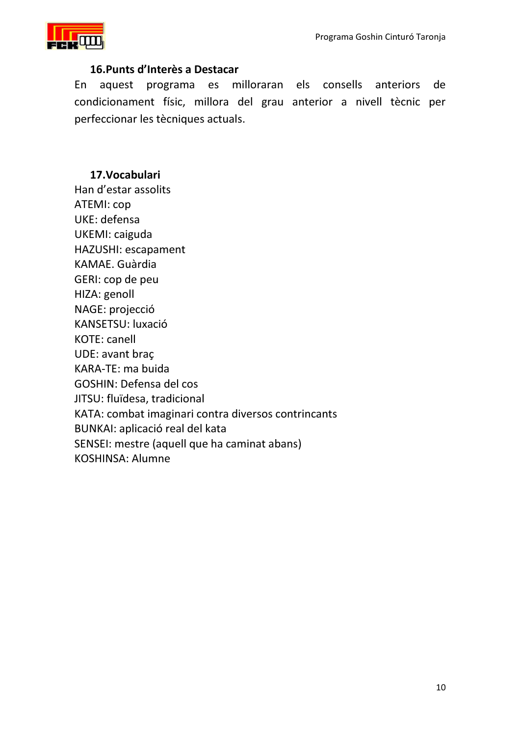## 16. Punts d'Interès a Destacar

En aquest programa es milloraran els consells anteriors de condicionament físic, millora del grau anterior a nivell tècnic per perfeccionar les tècniques actuals.

## 17. Vocabulari

Han d'estar assolits

ATEMI: cop
UKE: defensa
UKEMI: caiguda
HAZUSHI: escapament
KAMAE. Guàrdia
GERI: cop de peu
HIZA: genoll
NAGE: projecció
KANSETSU: luxació
KOTE: canell
UDE: avant braç
KARA-TE: ma buida
GOSHIN: Defensa del cos
JITSU: fluïdesa, tradicional
KATA: combat imaginari contra diversos contrincants
BUNKAI: aplicació real del kata
SENSEI: mestre (aquell que ha caminat abans)
KOSHINSA: Alumne